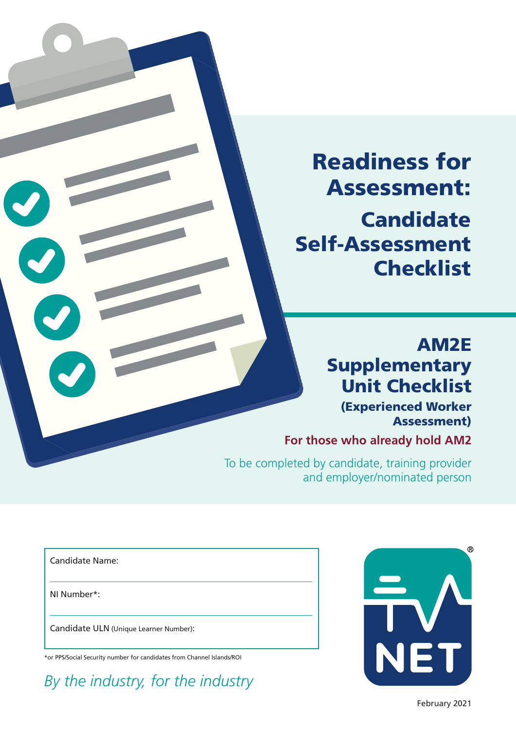# Readiness for Assessment:

## Candidate Self-Assessment Checklist

## AM2E Supplementary Unit Checklist

**(Experienced Worker Assessment)**

**For those who already hold AM2**

To be completed by candidate, training provider and employer/nominated person

Candidate Name:

NI Number*:

Candidate ULN (Unique Learner Number):

*or PPS/Social Security number for candidates from Channel Islands/ROI

*By the industry, for the industry*

NET®

February 2021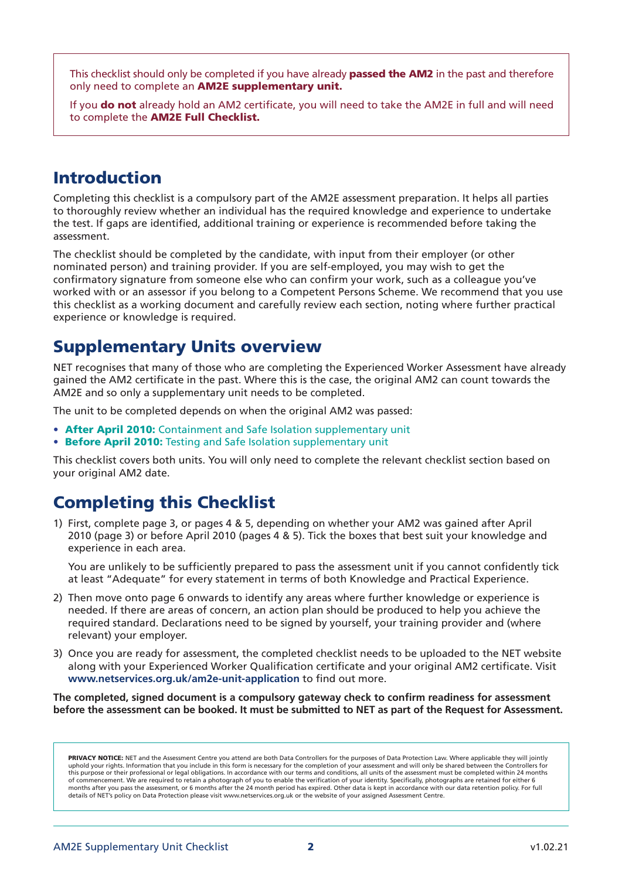This checklist should only be completed if you have already **passed the AM2** in the past and therefore only need to complete an **AM2E supplementary unit.**

If you **do not** already hold an AM2 certificate, you will need to take the AM2E in full and will need to complete the **AM2E Full Checklist.**

## Introduction

Completing this checklist is a compulsory part of the AM2E assessment preparation. It helps all parties to thoroughly review whether an individual has the required knowledge and experience to undertake the test. If gaps are identified, additional training or experience is recommended before taking the assessment.

The checklist should be completed by the candidate, with input from their employer (or other nominated person) and training provider. If you are self-employed, you may wish to get the confirmatory signature from someone else who can confirm your work, such as a colleague you've worked with or an assessor if you belong to a Competent Persons Scheme. We recommend that you use this checklist as a working document and carefully review each section, noting where further practical experience or knowledge is required.

## Supplementary Units overview

NET recognises that many of those who are completing the Experienced Worker Assessment have already gained the AM2 certificate in the past. Where this is the case, the original AM2 can count towards the AM2E and so only a supplementary unit needs to be completed.

The unit to be completed depends on when the original AM2 was passed:

- **After April 2010:** Containment and Safe Isolation supplementary unit
- **Before April 2010:** Testing and Safe Isolation supplementary unit

This checklist covers both units. You will only need to complete the relevant checklist section based on your original AM2 date.

## Completing this Checklist

1) First, complete page 3, or pages 4 & 5, depending on whether your AM2 was gained after April 2010 (page 3) or before April 2010 (pages 4 & 5). Tick the boxes that best suit your knowledge and experience in each area.

   You are unlikely to be sufficiently prepared to pass the assessment unit if you cannot confidently tick at least "Adequate" for every statement in terms of both Knowledge and Practical Experience.

2) Then move onto page 6 onwards to identify any areas where further knowledge or experience is needed. If there are areas of concern, an action plan should be produced to help you achieve the required standard. Declarations need to be signed by yourself, your training provider and (where relevant) your employer.

3) Once you are ready for assessment, the completed checklist needs to be uploaded to the NET website along with your Experienced Worker Qualification certificate and your original AM2 certificate. Visit **www.netservices.org.uk/am2e-unit-application** to find out more.

**The completed, signed document is a compulsory gateway check to confirm readiness for assessment before the assessment can be booked. It must be submitted to NET as part of the Request for Assessment.**

**PRIVACY NOTICE:** NET and the Assessment Centre you attend are both Data Controllers for the purposes of Data Protection Law. Where applicable they will jointly uphold your rights. Information that you include in this form is necessary for the completion of your assessment and will only be shared between the Controllers for this purpose or their professional or legal obligations. In accordance with our terms and conditions, all units of the assessment must be completed within 24 months of commencement. We are required to retain a photograph of you to enable the verification of your identity. Specifically, photographs are retained for either 6 months after you pass the assessment, or 6 months after the 24 month period has expired. Other data is kept in accordance with our data retention policy. For full details of NET's policy on Data Protection please visit www.netservices.org.uk or the website of your assigned Assessment Centre.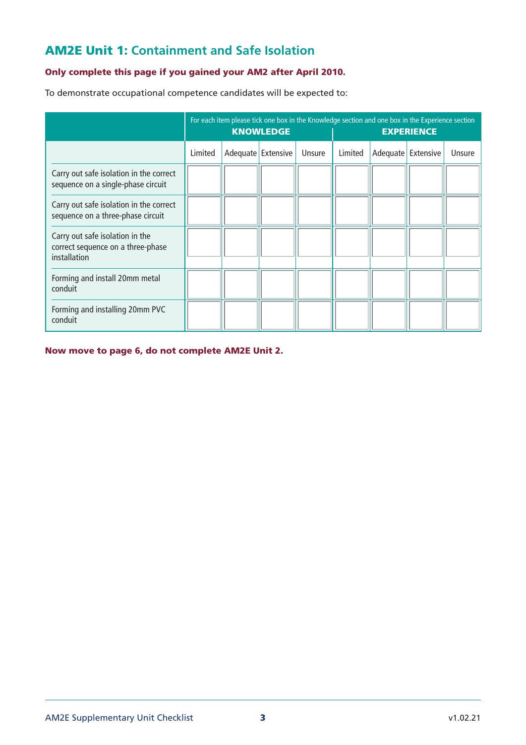## AM2E Unit 1: Containment and Safe Isolation

**Only complete this page if you gained your AM2 after April 2010.**

To demonstrate occupational competence candidates will be expected to:

| | For each item please tick one box in the Knowledge section and one box in the Experience section **KNOWLEDGE** | | | | **EXPERIENCE** | | | |
|---|---|---|---|---|---|---|---|---|
| | Limited | Adequate | Extensive | Unsure | Limited | Adequate | Extensive | Unsure |
| Carry out safe isolation in the correct sequence on a single-phase circuit | | | | | | | | |
| Carry out safe isolation in the correct sequence on a three-phase circuit | | | | | | | | |
| Carry out safe isolation in the correct sequence on a three-phase installation | | | | | | | | |
| Forming and install 20mm metal conduit | | | | | | | | |
| Forming and installing 20mm PVC conduit | | | | | | | | |

**Now move to page 6, do not complete AM2E Unit 2.**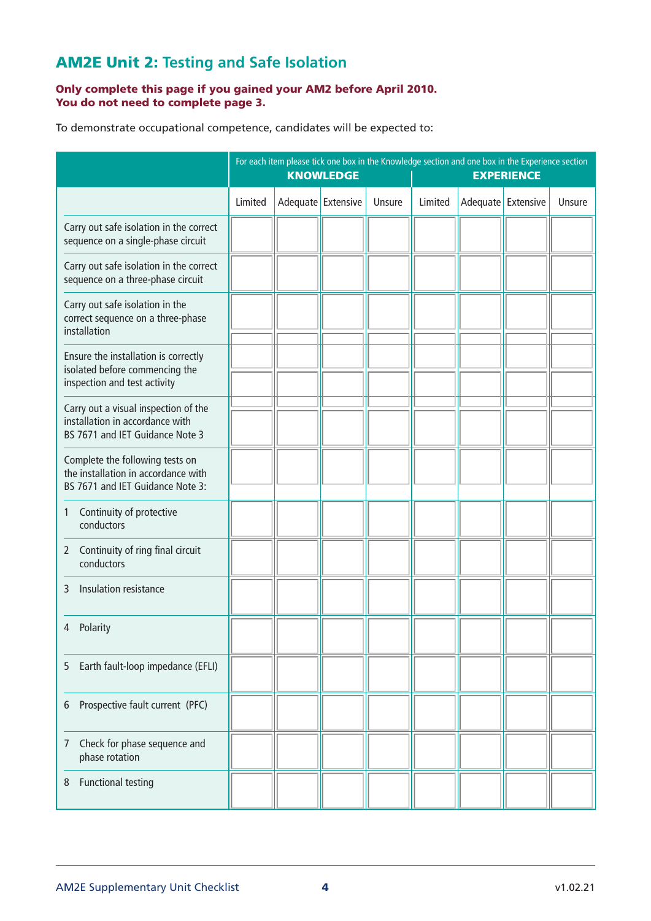## AM2E Unit 2: Testing and Safe Isolation

**Only complete this page if you gained your AM2 before April 2010.**
**You do not need to complete page 3.**

To demonstrate occupational competence, candidates will be expected to:

| | For each item please tick one box in the Knowledge section and one box in the Experience section KNOWLEDGE | | | | EXPERIENCE | | | |
|---|---|---|---|---|---|---|---|---|
| | Limited | Adequate | Extensive | Unsure | Limited | Adequate | Extensive | Unsure |
| Carry out safe isolation in the correct sequence on a single-phase circuit | | | | | | | | |
| Carry out safe isolation in the correct sequence on a three-phase circuit | | | | | | | | |
| Carry out safe isolation in the correct sequence on a three-phase installation | | | | | | | | |
| Ensure the installation is correctly isolated before commencing the inspection and test activity | | | | | | | | |
| Carry out a visual inspection of the installation in accordance with BS 7671 and IET Guidance Note 3 | | | | | | | | |
| Complete the following tests on the installation in accordance with BS 7671 and IET Guidance Note 3: | | | | | | | | |
| 1 Continuity of protective conductors | | | | | | | | |
| 2 Continuity of ring final circuit conductors | | | | | | | | |
| 3 Insulation resistance | | | | | | | | |
| 4 Polarity | | | | | | | | |
| 5 Earth fault-loop impedance (EFLI) | | | | | | | | |
| 6 Prospective fault current (PFC) | | | | | | | | |
| 7 Check for phase sequence and phase rotation | | | | | | | | |
| 8 Functional testing | | | | | | | | |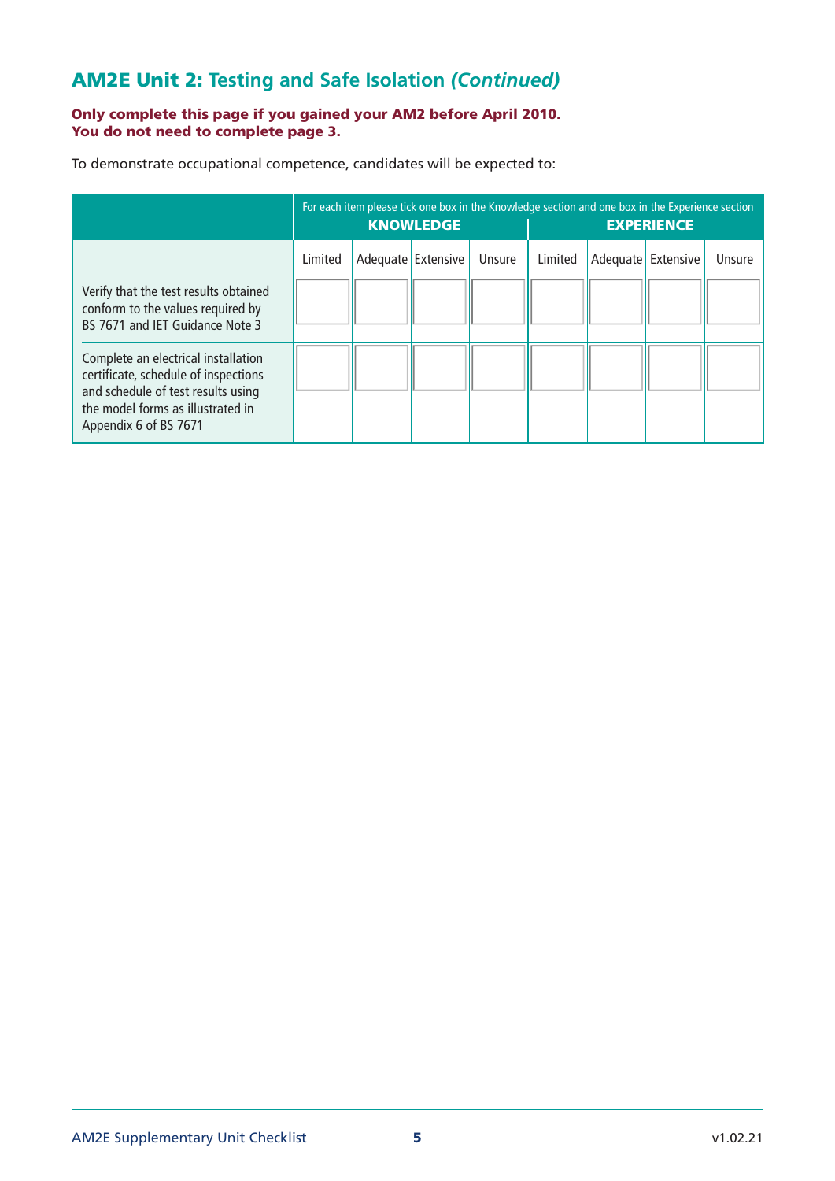## **AM2E Unit 2:** Testing and Safe Isolation *(Continued)*

**Only complete this page if you gained your AM2 before April 2010.**
**You do not need to complete page 3.**

To demonstrate occupational competence, candidates will be expected to:

| | For each item please tick one box in the Knowledge section and one box in the Experience section | | | | | | | |
|---|---|---|---|---|---|---|---|---|
| | **KNOWLEDGE** | | | | **EXPERIENCE** | | | |
| | Limited | Adequate | Extensive | Unsure | Limited | Adequate | Extensive | Unsure |
| Verify that the test results obtained conform to the values required by BS 7671 and IET Guidance Note 3 | | | | | | | | |
| Complete an electrical installation certificate, schedule of inspections and schedule of test results using the model forms as illustrated in Appendix 6 of BS 7671 | | | | | | | | |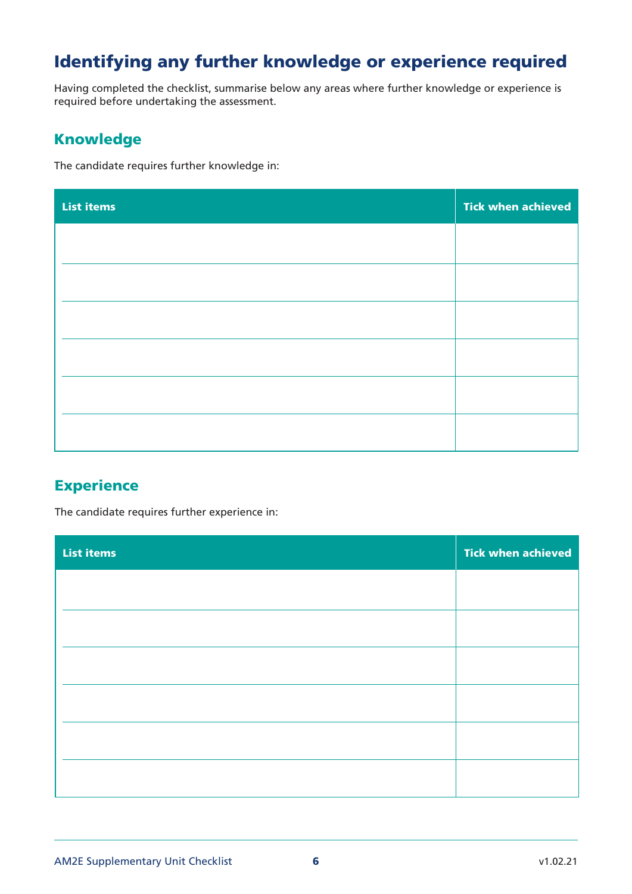# Identifying any further knowledge or experience required

Having completed the checklist, summarise below any areas where further knowledge or experience is required before undertaking the assessment.

## Knowledge

The candidate requires further knowledge in:

| List items | Tick when achieved |
|---|---|
| | |
| | |
| | |
| | |
| | |
| | |

## Experience

The candidate requires further experience in:

| List items | Tick when achieved |
|---|---|
| | |
| | |
| | |
| | |
| | |
| | |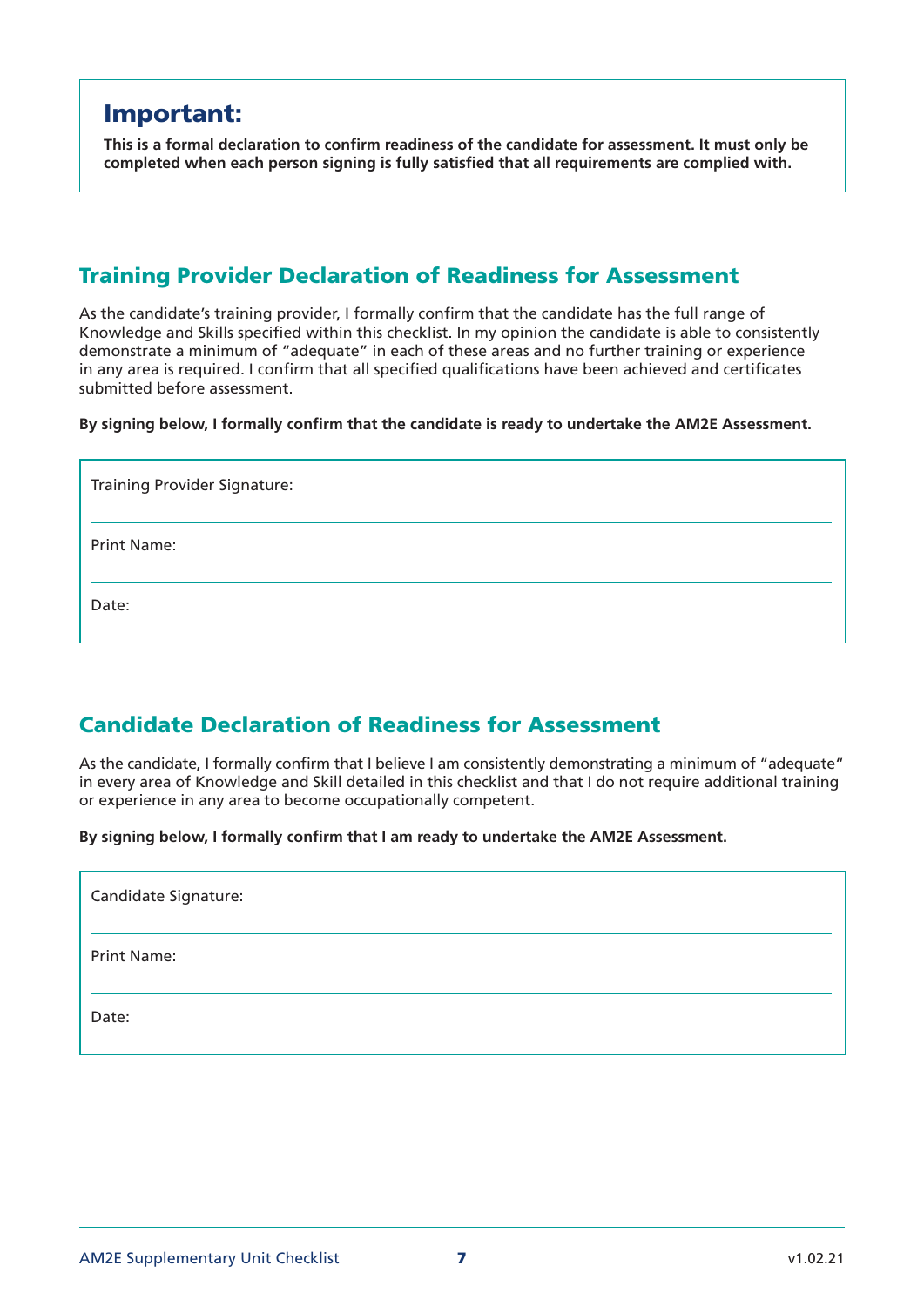## Important:

**This is a formal declaration to confirm readiness of the candidate for assessment. It must only be completed when each person signing is fully satisfied that all requirements are complied with.**

## Training Provider Declaration of Readiness for Assessment

As the candidate's training provider, I formally confirm that the candidate has the full range of Knowledge and Skills specified within this checklist. In my opinion the candidate is able to consistently demonstrate a minimum of "adequate" in each of these areas and no further training or experience in any area is required. I confirm that all specified qualifications have been achieved and certificates submitted before assessment.

**By signing below, I formally confirm that the candidate is ready to undertake the AM2E Assessment.**

Training Provider Signature:

Print Name:

Date:

## Candidate Declaration of Readiness for Assessment

As the candidate, I formally confirm that I believe I am consistently demonstrating a minimum of "adequate" in every area of Knowledge and Skill detailed in this checklist and that I do not require additional training or experience in any area to become occupationally competent.

**By signing below, I formally confirm that I am ready to undertake the AM2E Assessment.**

Candidate Signature:

Print Name:

Date: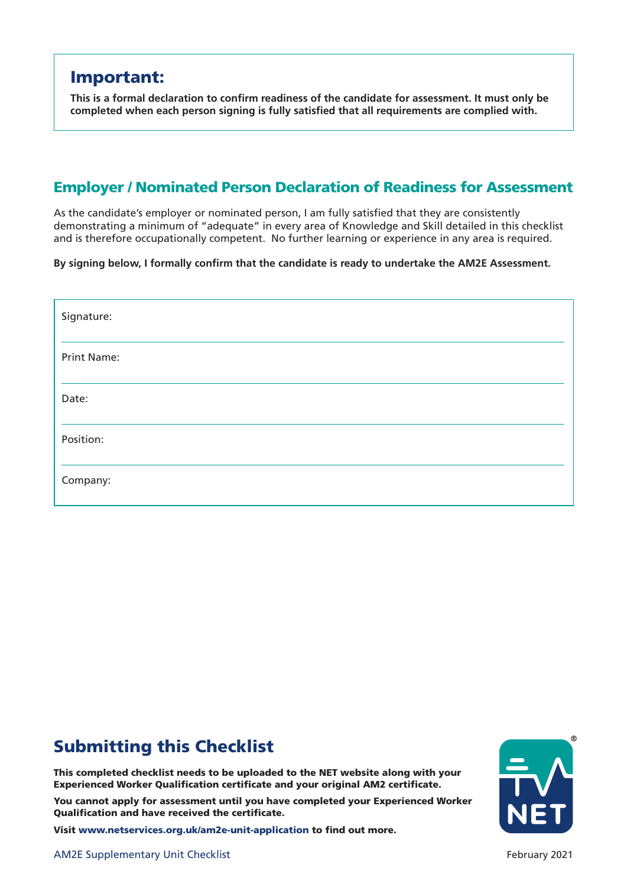## Important:

**This is a formal declaration to confirm readiness of the candidate for assessment. It must only be completed when each person signing is fully satisfied that all requirements are complied with.**

## Employer / Nominated Person Declaration of Readiness for Assessment

As the candidate's employer or nominated person, I am fully satisfied that they are consistently demonstrating a minimum of "adequate" in every area of Knowledge and Skill detailed in this checklist and is therefore occupationally competent. No further learning or experience in any area is required.

**By signing below, I formally confirm that the candidate is ready to undertake the AM2E Assessment.**

| | |
|---|---|
| Signature: | |
| Print Name: | |
| Date: | |
| Position: | |
| Company: | |

## Submitting this Checklist

**This completed checklist needs to be uploaded to the NET website along with your Experienced Worker Qualification certificate and your original AM2 certificate.**

**You cannot apply for assessment until you have completed your Experienced Worker Qualification and have received the certificate.**

**Visit www.netservices.org.uk/am2e-unit-application to find out more.**

AM2E Supplementary Unit Checklist

February 2021